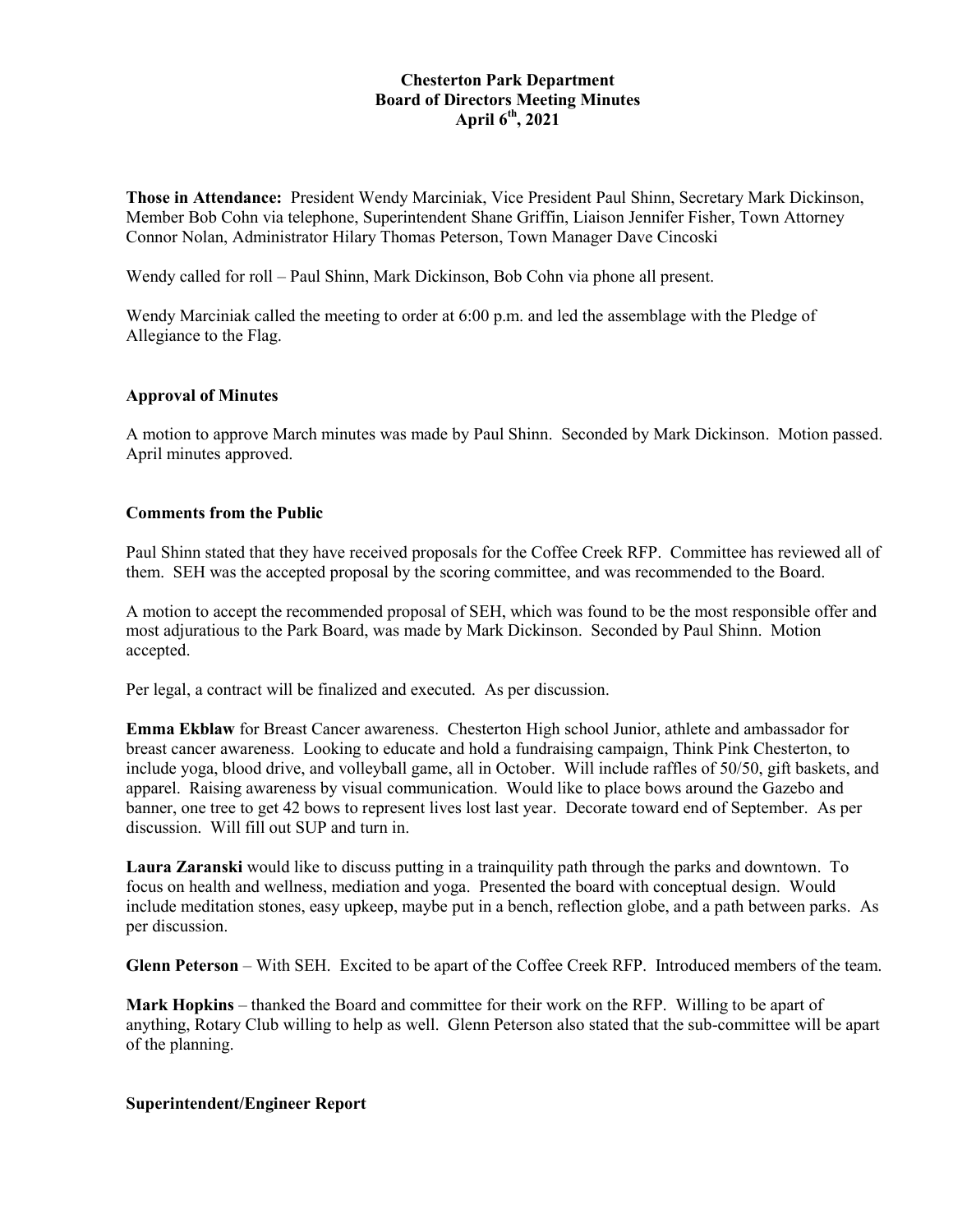**Chesterton Park Department**
**Board of Directors Meeting Minutes**
**April 6th, 2021**

**Those in Attendance:** President Wendy Marciniak, Vice President Paul Shinn, Secretary Mark Dickinson, Member Bob Cohn via telephone, Superintendent Shane Griffin, Liaison Jennifer Fisher, Town Attorney Connor Nolan, Administrator Hilary Thomas Peterson, Town Manager Dave Cincoski

Wendy called for roll – Paul Shinn, Mark Dickinson, Bob Cohn via phone all present.

Wendy Marciniak called the meeting to order at 6:00 p.m. and led the assemblage with the Pledge of Allegiance to the Flag.

**Approval of Minutes**

A motion to approve March minutes was made by Paul Shinn. Seconded by Mark Dickinson. Motion passed. April minutes approved.

**Comments from the Public**

Paul Shinn stated that they have received proposals for the Coffee Creek RFP. Committee has reviewed all of them. SEH was the accepted proposal by the scoring committee, and was recommended to the Board.

A motion to accept the recommended proposal of SEH, which was found to be the most responsible offer and most adjuratious to the Park Board, was made by Mark Dickinson. Seconded by Paul Shinn. Motion accepted.

Per legal, a contract will be finalized and executed. As per discussion.

**Emma Ekblaw** for Breast Cancer awareness. Chesterton High school Junior, athlete and ambassador for breast cancer awareness. Looking to educate and hold a fundraising campaign, Think Pink Chesterton, to include yoga, blood drive, and volleyball game, all in October. Will include raffles of 50/50, gift baskets, and apparel. Raising awareness by visual communication. Would like to place bows around the Gazebo and banner, one tree to get 42 bows to represent lives lost last year. Decorate toward end of September. As per discussion. Will fill out SUP and turn in.

**Laura Zaranski** would like to discuss putting in a trainquility path through the parks and downtown. To focus on health and wellness, mediation and yoga. Presented the board with conceptual design. Would include meditation stones, easy upkeep, maybe put in a bench, reflection globe, and a path between parks. As per discussion.

**Glenn Peterson** – With SEH. Excited to be apart of the Coffee Creek RFP. Introduced members of the team.

**Mark Hopkins** – thanked the Board and committee for their work on the RFP. Willing to be apart of anything, Rotary Club willing to help as well. Glenn Peterson also stated that the sub-committee will be apart of the planning.

**Superintendent/Engineer Report**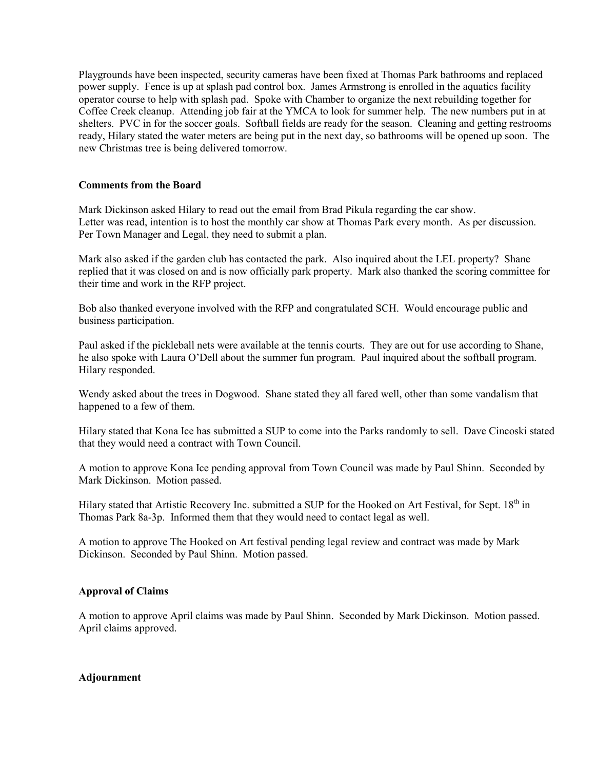Playgrounds have been inspected, security cameras have been fixed at Thomas Park bathrooms and replaced power supply. Fence is up at splash pad control box. James Armstrong is enrolled in the aquatics facility operator course to help with splash pad. Spoke with Chamber to organize the next rebuilding together for Coffee Creek cleanup. Attending job fair at the YMCA to look for summer help. The new numbers put in at shelters. PVC in for the soccer goals. Softball fields are ready for the season. Cleaning and getting restrooms ready, Hilary stated the water meters are being put in the next day, so bathrooms will be opened up soon. The new Christmas tree is being delivered tomorrow.

**Comments from the Board**

Mark Dickinson asked Hilary to read out the email from Brad Pikula regarding the car show.
Letter was read, intention is to host the monthly car show at Thomas Park every month. As per discussion. Per Town Manager and Legal, they need to submit a plan.

Mark also asked if the garden club has contacted the park. Also inquired about the LEL property? Shane replied that it was closed on and is now officially park property. Mark also thanked the scoring committee for their time and work in the RFP project.

Bob also thanked everyone involved with the RFP and congratulated SCH. Would encourage public and business participation.

Paul asked if the pickleball nets were available at the tennis courts. They are out for use according to Shane, he also spoke with Laura O'Dell about the summer fun program. Paul inquired about the softball program. Hilary responded.

Wendy asked about the trees in Dogwood. Shane stated they all fared well, other than some vandalism that happened to a few of them.

Hilary stated that Kona Ice has submitted a SUP to come into the Parks randomly to sell. Dave Cincoski stated that they would need a contract with Town Council.

A motion to approve Kona Ice pending approval from Town Council was made by Paul Shinn. Seconded by Mark Dickinson. Motion passed.

Hilary stated that Artistic Recovery Inc. submitted a SUP for the Hooked on Art Festival, for Sept. 18th in Thomas Park 8a-3p. Informed them that they would need to contact legal as well.

A motion to approve The Hooked on Art festival pending legal review and contract was made by Mark Dickinson. Seconded by Paul Shinn. Motion passed.

**Approval of Claims**

A motion to approve April claims was made by Paul Shinn. Seconded by Mark Dickinson. Motion passed. April claims approved.

**Adjournment**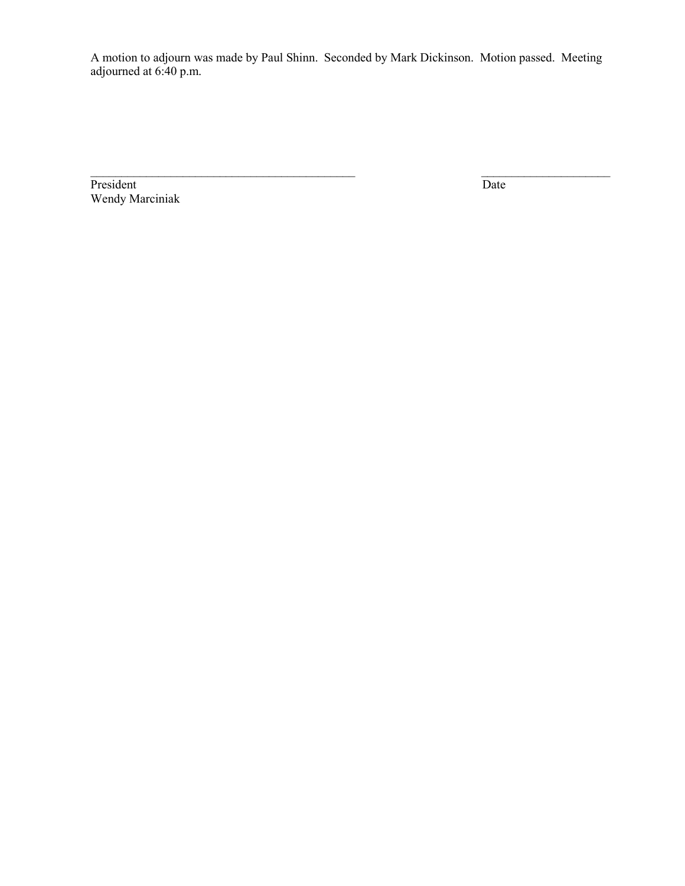A motion to adjourn was made by Paul Shinn. Seconded by Mark Dickinson. Motion passed. Meeting adjourned at 6:40 p.m.

_____________________________________________ _____________________

President Date

Wendy Marciniak